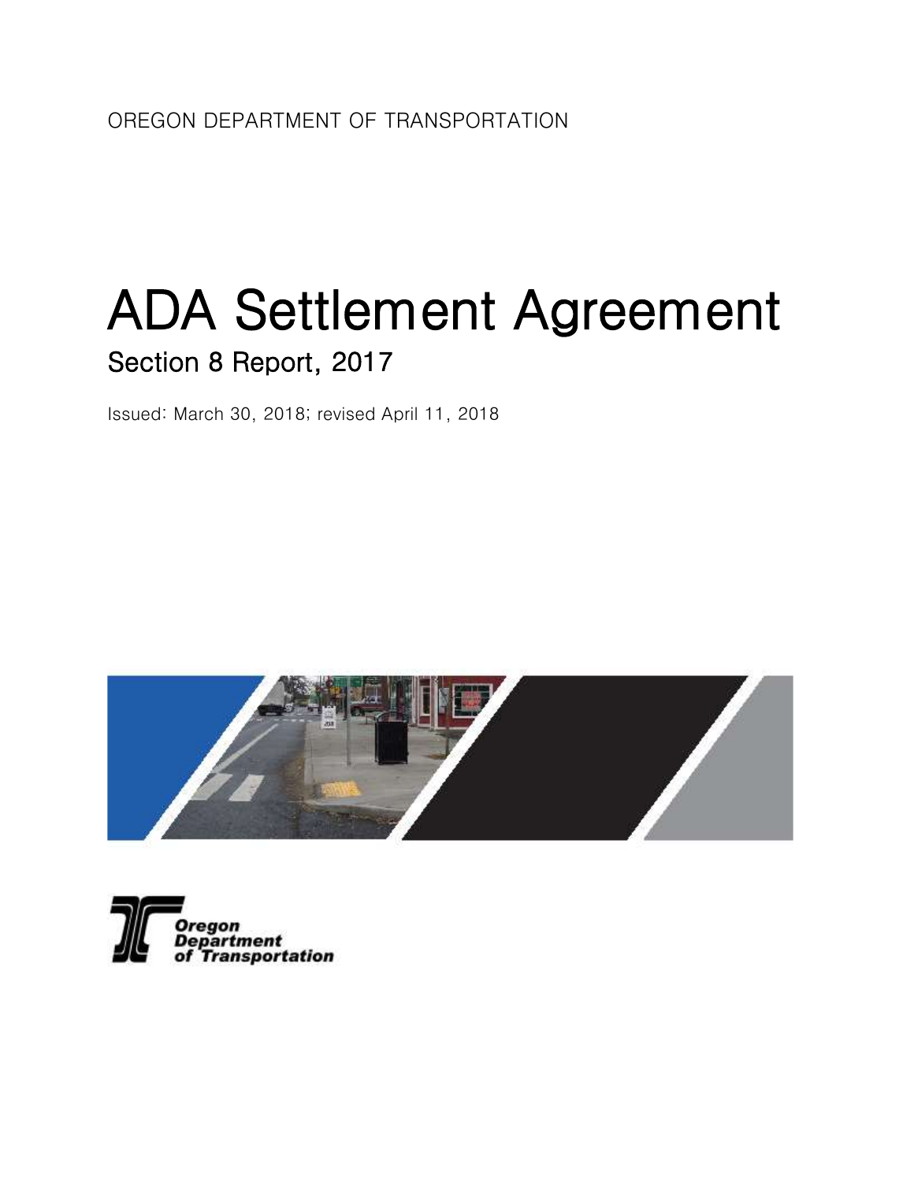OREGON DEPARTMENT OF TRANSPORTATION

# ADA Settlement Agreement

## Section 8 Report, 2017

Issued: March 30, 2018; revised April 11, 2018

Oregon Department of Transportation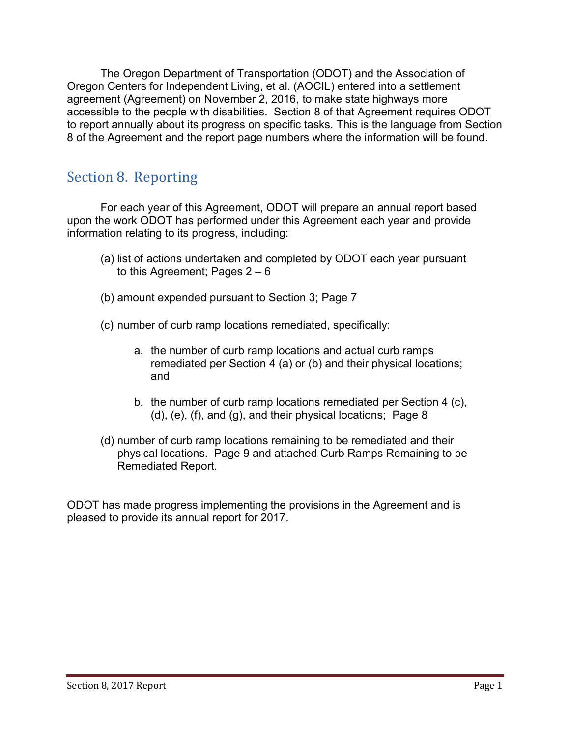The Oregon Department of Transportation (ODOT) and the Association of Oregon Centers for Independent Living, et al. (AOCIL) entered into a settlement agreement (Agreement) on November 2, 2016, to make state highways more accessible to the people with disabilities. Section 8 of that Agreement requires ODOT to report annually about its progress on specific tasks. This is the language from Section 8 of the Agreement and the report page numbers where the information will be found.

## Section 8. Reporting

For each year of this Agreement, ODOT will prepare an annual report based upon the work ODOT has performed under this Agreement each year and provide information relating to its progress, including:

(a) list of actions undertaken and completed by ODOT each year pursuant to this Agreement; Pages 2 – 6

(b) amount expended pursuant to Section 3; Page 7

(c) number of curb ramp locations remediated, specifically:

   a. the number of curb ramp locations and actual curb ramps remediated per Section 4 (a) or (b) and their physical locations; and

   b. the number of curb ramp locations remediated per Section 4 (c), (d), (e), (f), and (g), and their physical locations; Page 8

(d) number of curb ramp locations remaining to be remediated and their physical locations. Page 9 and attached Curb Ramps Remaining to be Remediated Report.

ODOT has made progress implementing the provisions in the Agreement and is pleased to provide its annual report for 2017.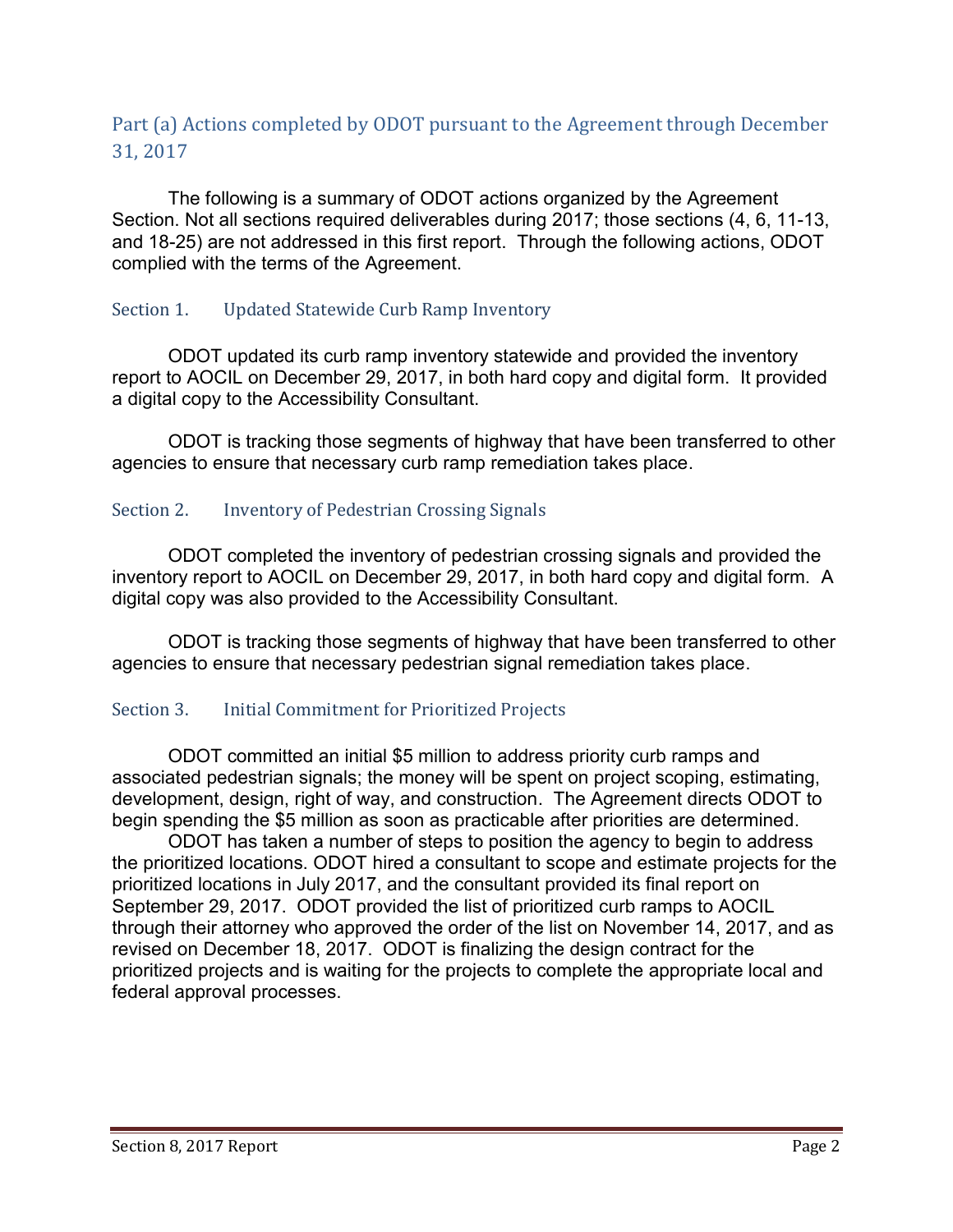## Part (a) Actions completed by ODOT pursuant to the Agreement through December 31, 2017

The following is a summary of ODOT actions organized by the Agreement Section. Not all sections required deliverables during 2017; those sections (4, 6, 11-13, and 18-25) are not addressed in this first report. Through the following actions, ODOT complied with the terms of the Agreement.

### Section 1. Updated Statewide Curb Ramp Inventory

ODOT updated its curb ramp inventory statewide and provided the inventory report to AOCIL on December 29, 2017, in both hard copy and digital form. It provided a digital copy to the Accessibility Consultant.

ODOT is tracking those segments of highway that have been transferred to other agencies to ensure that necessary curb ramp remediation takes place.

### Section 2. Inventory of Pedestrian Crossing Signals

ODOT completed the inventory of pedestrian crossing signals and provided the inventory report to AOCIL on December 29, 2017, in both hard copy and digital form. A digital copy was also provided to the Accessibility Consultant.

ODOT is tracking those segments of highway that have been transferred to other agencies to ensure that necessary pedestrian signal remediation takes place.

### Section 3. Initial Commitment for Prioritized Projects

ODOT committed an initial $5 million to address priority curb ramps and associated pedestrian signals; the money will be spent on project scoping, estimating, development, design, right of way, and construction. The Agreement directs ODOT to begin spending the $5 million as soon as practicable after priorities are determined.

ODOT has taken a number of steps to position the agency to begin to address the prioritized locations. ODOT hired a consultant to scope and estimate projects for the prioritized locations in July 2017, and the consultant provided its final report on September 29, 2017. ODOT provided the list of prioritized curb ramps to AOCIL through their attorney who approved the order of the list on November 14, 2017, and as revised on December 18, 2017. ODOT is finalizing the design contract for the prioritized projects and is waiting for the projects to complete the appropriate local and federal approval processes.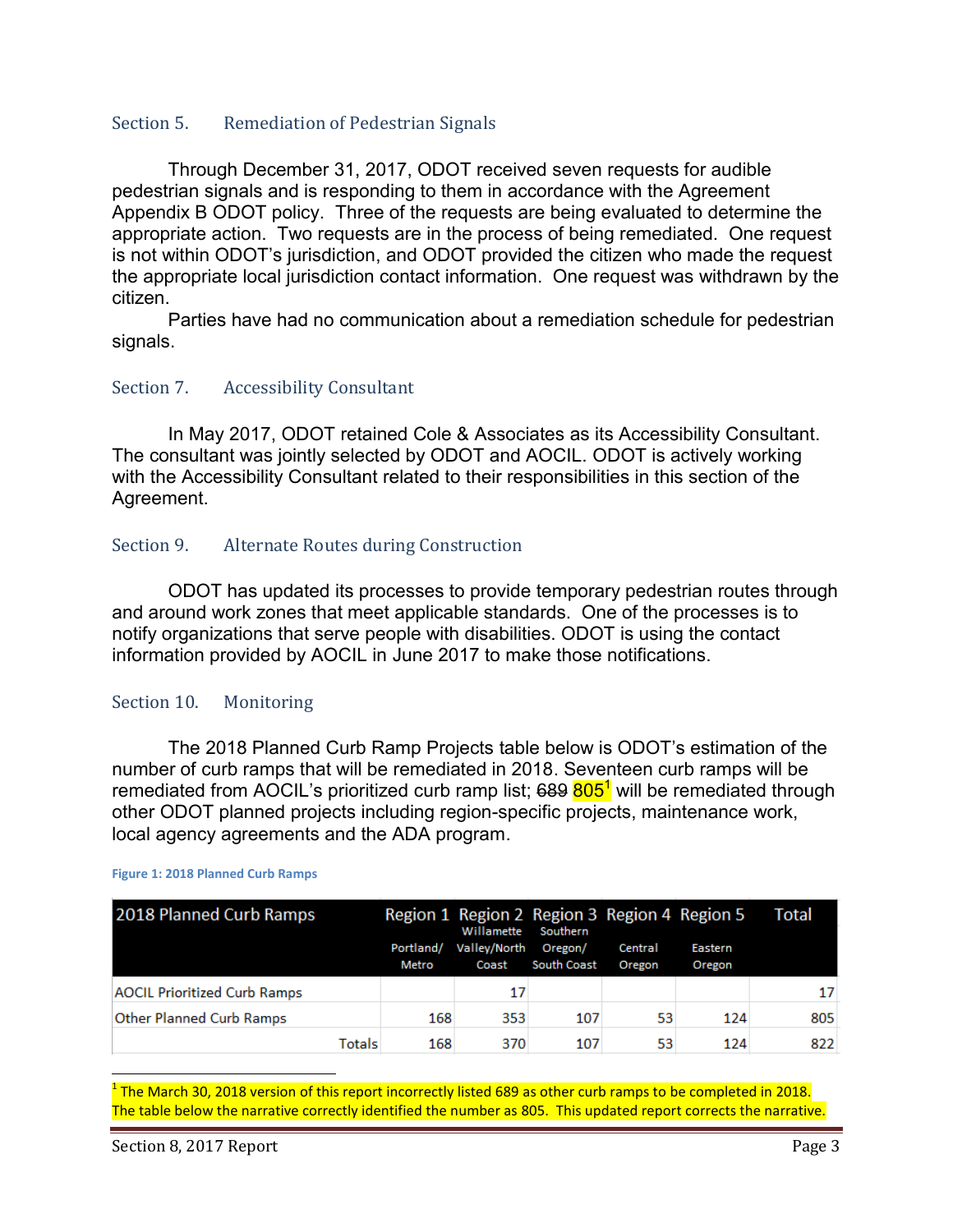## Section 5. Remediation of Pedestrian Signals

Through December 31, 2017, ODOT received seven requests for audible pedestrian signals and is responding to them in accordance with the Agreement Appendix B ODOT policy. Three of the requests are being evaluated to determine the appropriate action. Two requests are in the process of being remediated. One request is not within ODOT's jurisdiction, and ODOT provided the citizen who made the request the appropriate local jurisdiction contact information. One request was withdrawn by the citizen.

Parties have had no communication about a remediation schedule for pedestrian signals.

## Section 7. Accessibility Consultant

In May 2017, ODOT retained Cole & Associates as its Accessibility Consultant. The consultant was jointly selected by ODOT and AOCIL. ODOT is actively working with the Accessibility Consultant related to their responsibilities in this section of the Agreement.

## Section 9. Alternate Routes during Construction

ODOT has updated its processes to provide temporary pedestrian routes through and around work zones that meet applicable standards. One of the processes is to notify organizations that serve people with disabilities. ODOT is using the contact information provided by AOCIL in June 2017 to make those notifications.

## Section 10. Monitoring

The 2018 Planned Curb Ramp Projects table below is ODOT's estimation of the number of curb ramps that will be remediated in 2018. Seventeen curb ramps will be remediated from AOCIL's prioritized curb ramp list; ~~689~~ 805[1] will be remediated through other ODOT planned projects including region-specific projects, maintenance work, local agency agreements and the ADA program.

**Figure 1: 2018 Planned Curb Ramps**

| 2018 Planned Curb Ramps | Region 1 Portland/ Metro | Region 2 Willamette Valley/North Coast | Region 3 Southern Oregon/ South Coast | Region 4 Central Oregon | Region 5 Eastern Oregon | Total |
|---|---|---|---|---|---|---|
| AOCIL Prioritized Curb Ramps | | 17 | | | | 17 |
| Other Planned Curb Ramps | 168 | 353 | 107 | 53 | 124 | 805 |
| Totals | 168 | 370 | 107 | 53 | 124 | 822 |

[1] The March 30, 2018 version of this report incorrectly listed 689 as other curb ramps to be completed in 2018. The table below the narrative correctly identified the number as 805. This updated report corrects the narrative.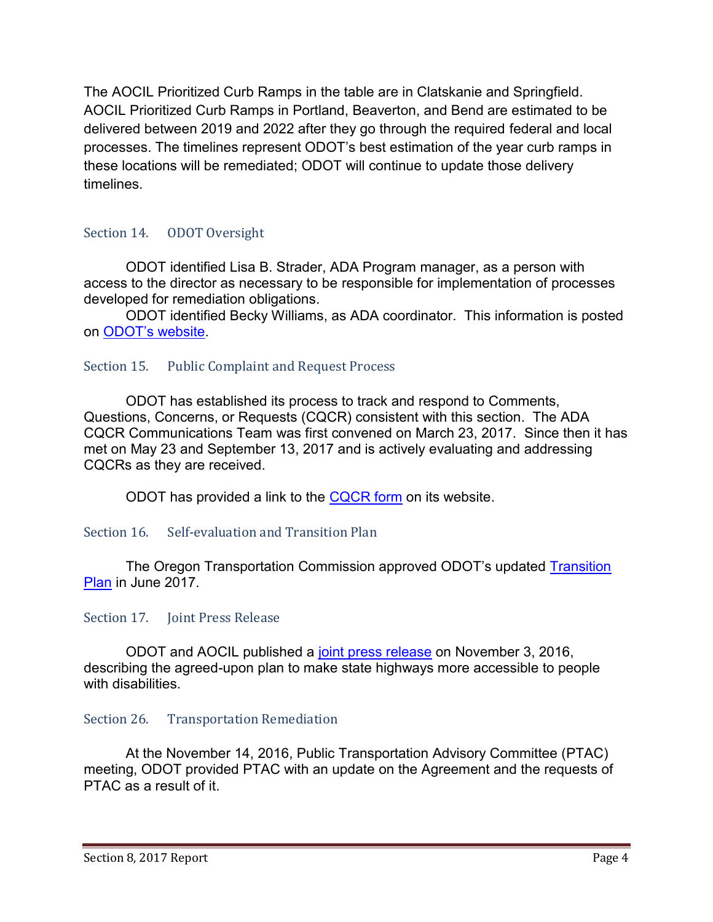The AOCIL Prioritized Curb Ramps in the table are in Clatskanie and Springfield. AOCIL Prioritized Curb Ramps in Portland, Beaverton, and Bend are estimated to be delivered between 2019 and 2022 after they go through the required federal and local processes. The timelines represent ODOT's best estimation of the year curb ramps in these locations will be remediated; ODOT will continue to update those delivery timelines.

## Section 14. ODOT Oversight

ODOT identified Lisa B. Strader, ADA Program manager, as a person with access to the director as necessary to be responsible for implementation of processes developed for remediation obligations.

ODOT identified Becky Williams, as ADA coordinator. This information is posted on ODOT's website.

## Section 15. Public Complaint and Request Process

ODOT has established its process to track and respond to Comments, Questions, Concerns, or Requests (CQCR) consistent with this section. The ADA CQCR Communications Team was first convened on March 23, 2017. Since then it has met on May 23 and September 13, 2017 and is actively evaluating and addressing CQCRs as they are received.

ODOT has provided a link to the CQCR form on its website.

## Section 16. Self-evaluation and Transition Plan

The Oregon Transportation Commission approved ODOT's updated Transition Plan in June 2017.

## Section 17. Joint Press Release

ODOT and AOCIL published a joint press release on November 3, 2016, describing the agreed-upon plan to make state highways more accessible to people with disabilities.

## Section 26. Transportation Remediation

At the November 14, 2016, Public Transportation Advisory Committee (PTAC) meeting, ODOT provided PTAC with an update on the Agreement and the requests of PTAC as a result of it.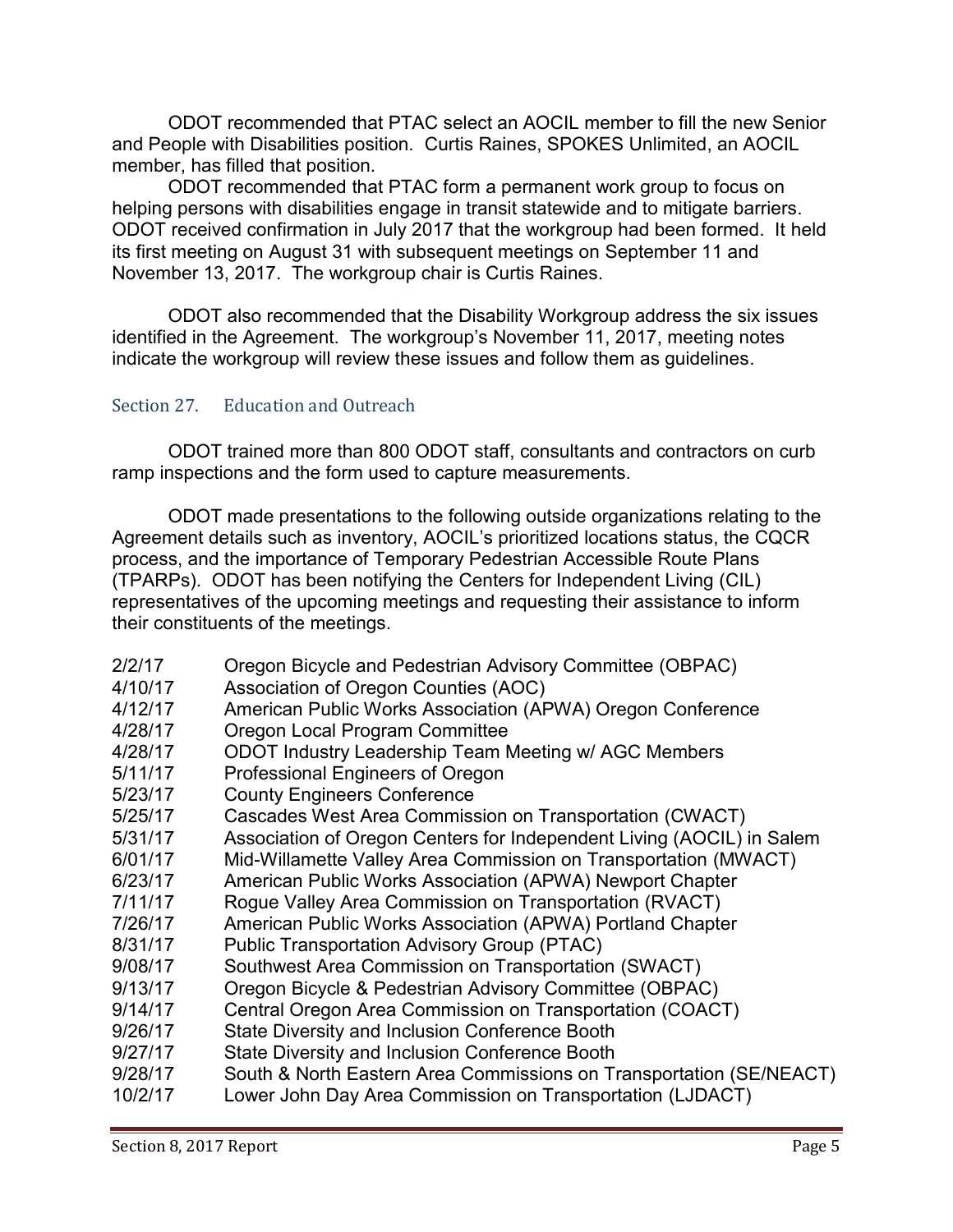ODOT recommended that PTAC select an AOCIL member to fill the new Senior and People with Disabilities position. Curtis Raines, SPOKES Unlimited, an AOCIL member, has filled that position.

ODOT recommended that PTAC form a permanent work group to focus on helping persons with disabilities engage in transit statewide and to mitigate barriers. ODOT received confirmation in July 2017 that the workgroup had been formed. It held its first meeting on August 31 with subsequent meetings on September 11 and November 13, 2017. The workgroup chair is Curtis Raines.

ODOT also recommended that the Disability Workgroup address the six issues identified in the Agreement. The workgroup's November 11, 2017, meeting notes indicate the workgroup will review these issues and follow them as guidelines.

## Section 27. Education and Outreach

ODOT trained more than 800 ODOT staff, consultants and contractors on curb ramp inspections and the form used to capture measurements.

ODOT made presentations to the following outside organizations relating to the Agreement details such as inventory, AOCIL's prioritized locations status, the CQCR process, and the importance of Temporary Pedestrian Accessible Route Plans (TPARPs). ODOT has been notifying the Centers for Independent Living (CIL) representatives of the upcoming meetings and requesting their assistance to inform their constituents of the meetings.

| | |
|---|---|
| 2/2/17 | Oregon Bicycle and Pedestrian Advisory Committee (OBPAC) |
| 4/10/17 | Association of Oregon Counties (AOC) |
| 4/12/17 | American Public Works Association (APWA) Oregon Conference |
| 4/28/17 | Oregon Local Program Committee |
| 4/28/17 | ODOT Industry Leadership Team Meeting w/ AGC Members |
| 5/11/17 | Professional Engineers of Oregon |
| 5/23/17 | County Engineers Conference |
| 5/25/17 | Cascades West Area Commission on Transportation (CWACT) |
| 5/31/17 | Association of Oregon Centers for Independent Living (AOCIL) in Salem |
| 6/01/17 | Mid-Willamette Valley Area Commission on Transportation (MWACT) |
| 6/23/17 | American Public Works Association (APWA) Newport Chapter |
| 7/11/17 | Rogue Valley Area Commission on Transportation (RVACT) |
| 7/26/17 | American Public Works Association (APWA) Portland Chapter |
| 8/31/17 | Public Transportation Advisory Group (PTAC) |
| 9/08/17 | Southwest Area Commission on Transportation (SWACT) |
| 9/13/17 | Oregon Bicycle & Pedestrian Advisory Committee (OBPAC) |
| 9/14/17 | Central Oregon Area Commission on Transportation (COACT) |
| 9/26/17 | State Diversity and Inclusion Conference Booth |
| 9/27/17 | State Diversity and Inclusion Conference Booth |
| 9/28/17 | South & North Eastern Area Commissions on Transportation (SE/NEACT) |
| 10/2/17 | Lower John Day Area Commission on Transportation (LJDACT) |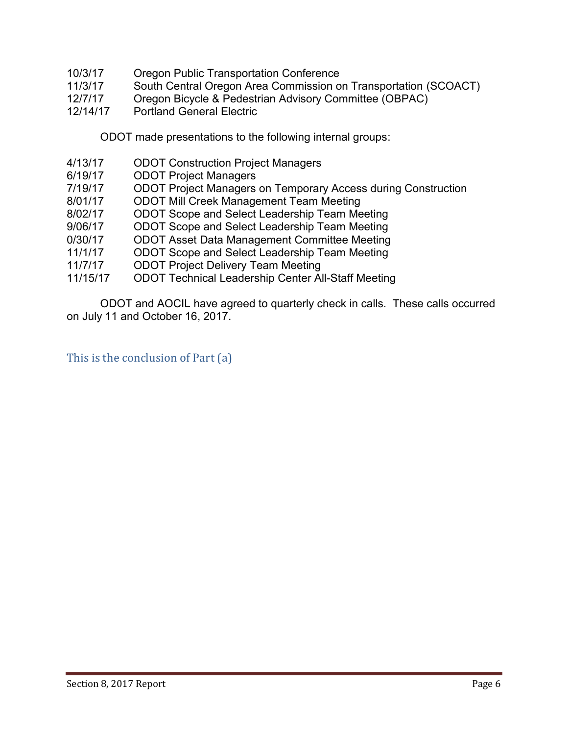10/3/17 Oregon Public Transportation Conference
11/3/17 South Central Oregon Area Commission on Transportation (SCOACT)
12/7/17 Oregon Bicycle & Pedestrian Advisory Committee (OBPAC)
12/14/17 Portland General Electric

ODOT made presentations to the following internal groups:

4/13/17 ODOT Construction Project Managers
6/19/17 ODOT Project Managers
7/19/17 ODOT Project Managers on Temporary Access during Construction
8/01/17 ODOT Mill Creek Management Team Meeting
8/02/17 ODOT Scope and Select Leadership Team Meeting
9/06/17 ODOT Scope and Select Leadership Team Meeting
0/30/17 ODOT Asset Data Management Committee Meeting
11/1/17 ODOT Scope and Select Leadership Team Meeting
11/7/17 ODOT Project Delivery Team Meeting
11/15/17 ODOT Technical Leadership Center All-Staff Meeting

ODOT and AOCIL have agreed to quarterly check in calls. These calls occurred on July 11 and October 16, 2017.

## This is the conclusion of Part (a)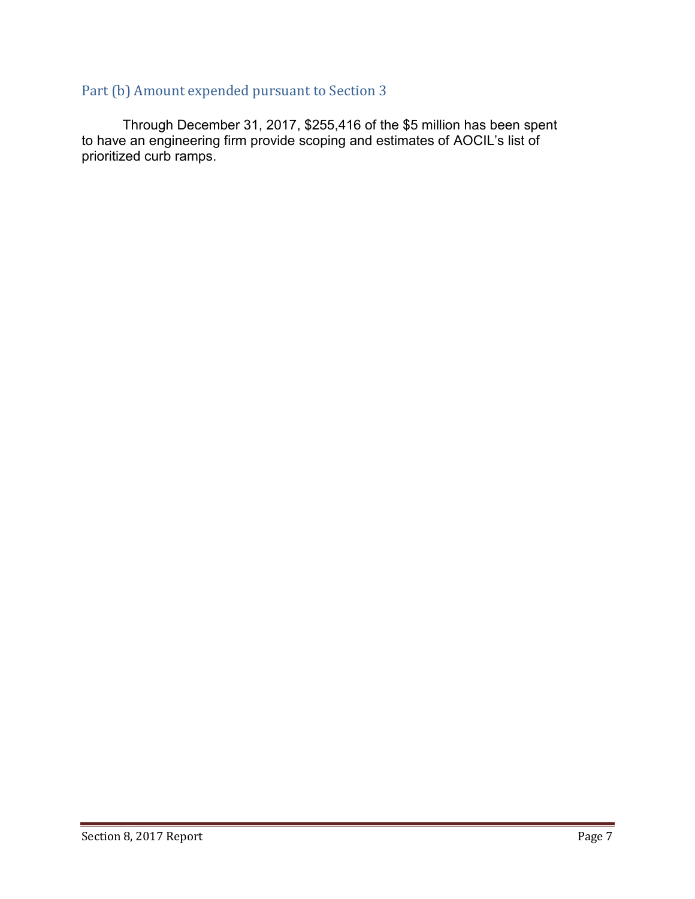## Part (b) Amount expended pursuant to Section 3

Through December 31, 2017, $255,416 of the $5 million has been spent to have an engineering firm provide scoping and estimates of AOCIL's list of prioritized curb ramps.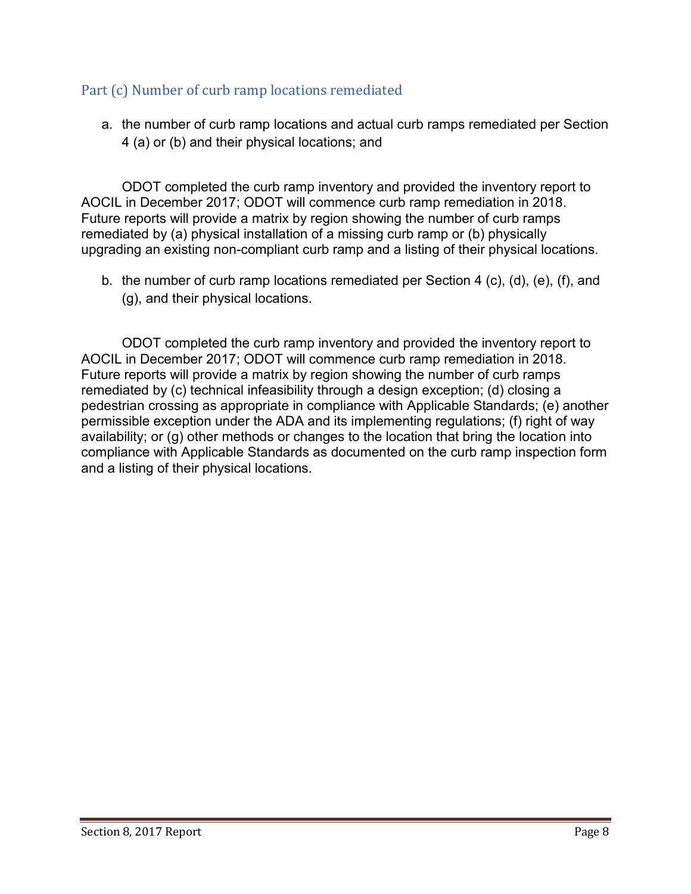## Part (c) Number of curb ramp locations remediated

a. the number of curb ramp locations and actual curb ramps remediated per Section 4 (a) or (b) and their physical locations; and

ODOT completed the curb ramp inventory and provided the inventory report to AOCIL in December 2017; ODOT will commence curb ramp remediation in 2018. Future reports will provide a matrix by region showing the number of curb ramps remediated by (a) physical installation of a missing curb ramp or (b) physically upgrading an existing non-compliant curb ramp and a listing of their physical locations.

b. the number of curb ramp locations remediated per Section 4 (c), (d), (e), (f), and (g), and their physical locations.

ODOT completed the curb ramp inventory and provided the inventory report to AOCIL in December 2017; ODOT will commence curb ramp remediation in 2018. Future reports will provide a matrix by region showing the number of curb ramps remediated by (c) technical infeasibility through a design exception; (d) closing a pedestrian crossing as appropriate in compliance with Applicable Standards; (e) another permissible exception under the ADA and its implementing regulations; (f) right of way availability; or (g) other methods or changes to the location that bring the location into compliance with Applicable Standards as documented on the curb ramp inspection form and a listing of their physical locations.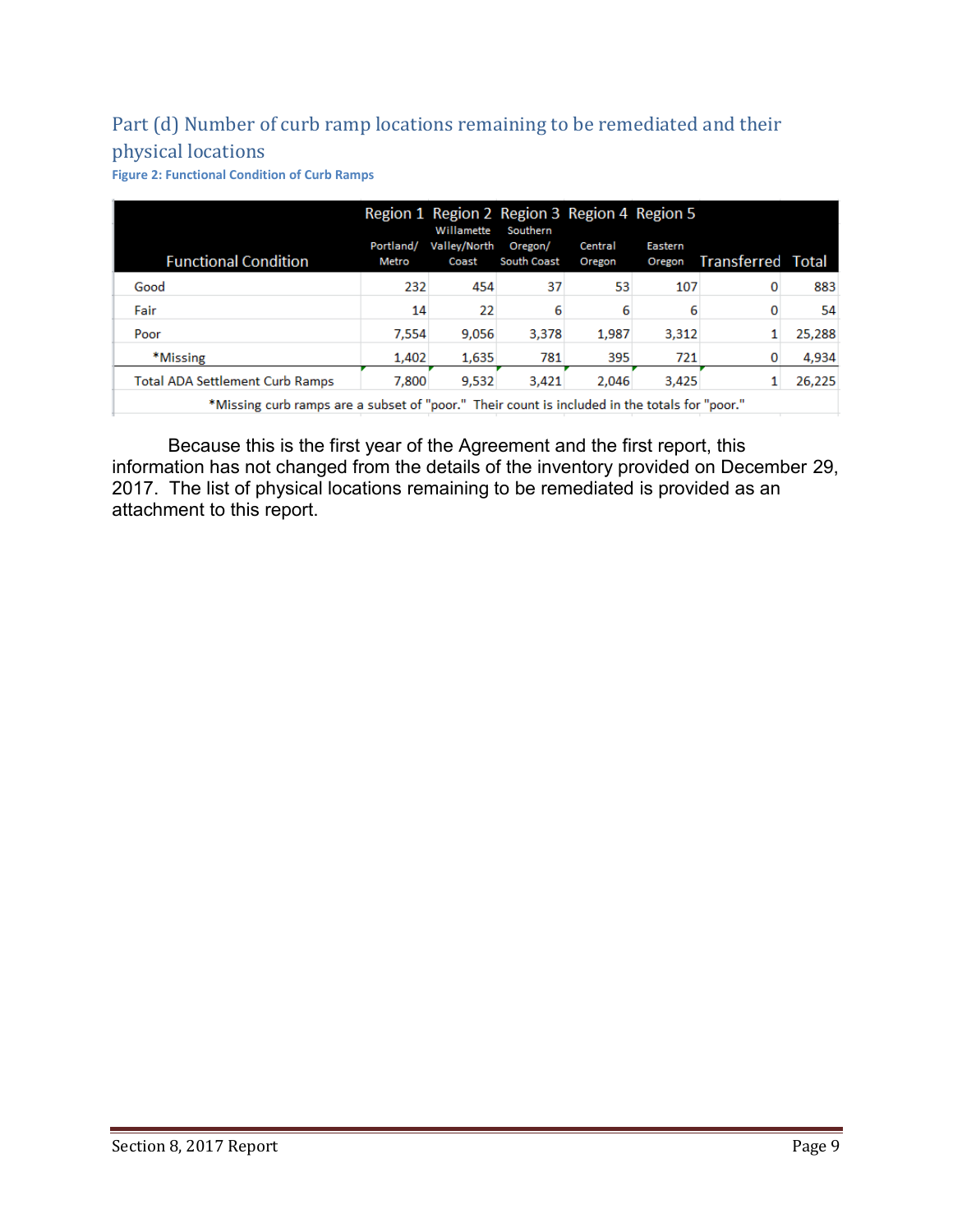## Part (d) Number of curb ramp locations remaining to be remediated and their physical locations

**Figure 2: Functional Condition of Curb Ramps**

| Functional Condition | Region 1 Portland/ Metro | Region 2 Willamette Valley/North Coast | Region 3 Southern Oregon/ South Coast | Region 4 Central Oregon | Region 5 Eastern Oregon | Transferred | Total |
|---|---|---|---|---|---|---|---|
| Good | 232 | 454 | 37 | 53 | 107 | 0 | 883 |
| Fair | 14 | 22 | 6 | 6 | 6 | 0 | 54 |
| Poor | 7,554 | 9,056 | 3,378 | 1,987 | 3,312 | 1 | 25,288 |
| *Missing | 1,402 | 1,635 | 781 | 395 | 721 | 0 | 4,934 |
| Total ADA Settlement Curb Ramps | 7,800 | 9,532 | 3,421 | 2,046 | 3,425 | 1 | 26,225 |

*Missing curb ramps are a subset of "poor." Their count is included in the totals for "poor."

Because this is the first year of the Agreement and the first report, this information has not changed from the details of the inventory provided on December 29, 2017. The list of physical locations remaining to be remediated is provided as an attachment to this report.